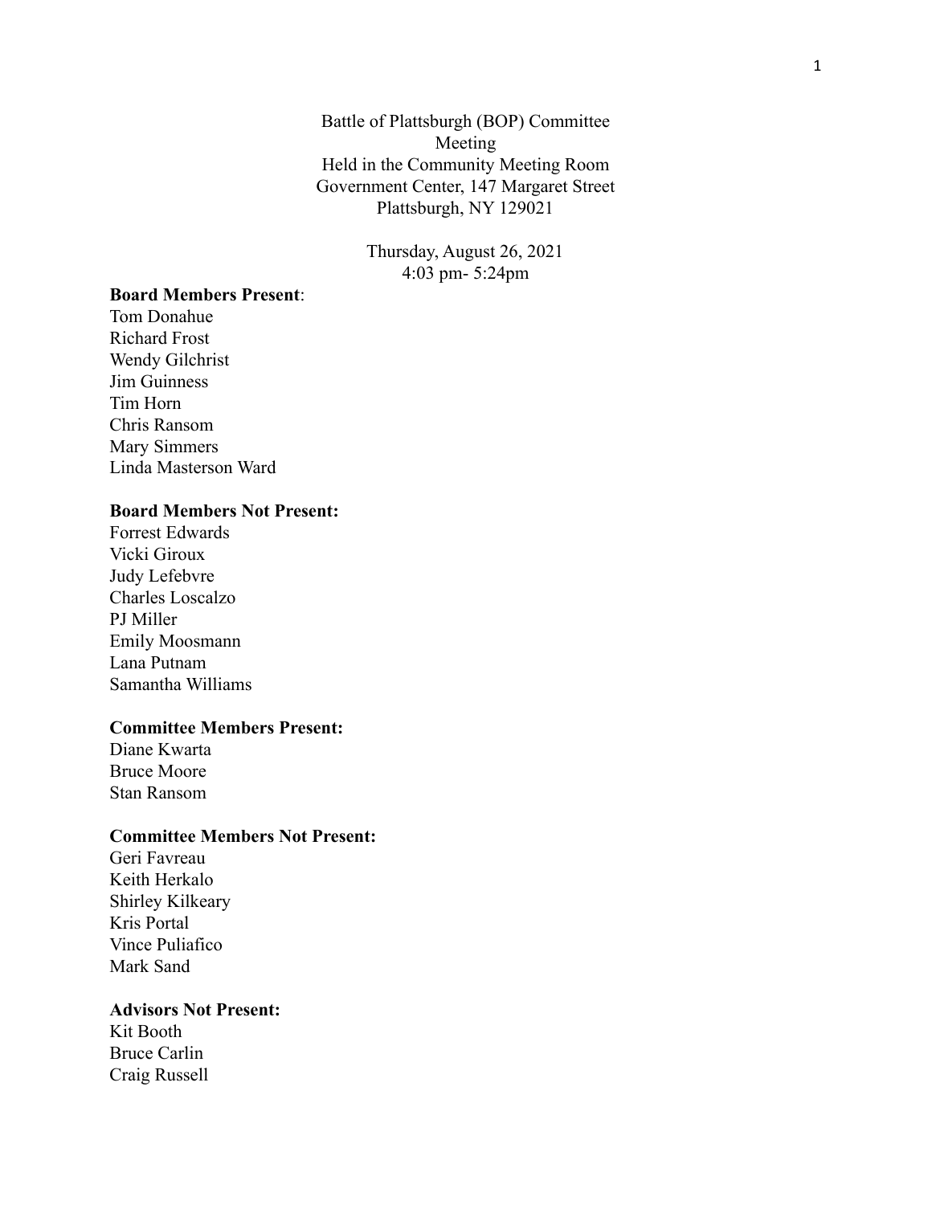Battle of Plattsburgh (BOP) Committee
Meeting
Held in the Community Meeting Room
Government Center, 147 Margaret Street
Plattsburgh, NY 129021

Thursday, August 26, 2021
4:03 pm- 5:24pm

**Board Members Present**:
Tom Donahue
Richard Frost
Wendy Gilchrist
Jim Guinness
Tim Horn
Chris Ransom
Mary Simmers
Linda Masterson Ward

**Board Members Not Present:**
Forrest Edwards
Vicki Giroux
Judy Lefebvre
Charles Loscalzo
PJ Miller
Emily Moosmann
Lana Putnam
Samantha Williams

**Committee Members Present:**
Diane Kwarta
Bruce Moore
Stan Ransom

**Committee Members Not Present:**
Geri Favreau
Keith Herkalo
Shirley Kilkeary
Kris Portal
Vince Puliafico
Mark Sand

**Advisors Not Present:**
Kit Booth
Bruce Carlin
Craig Russell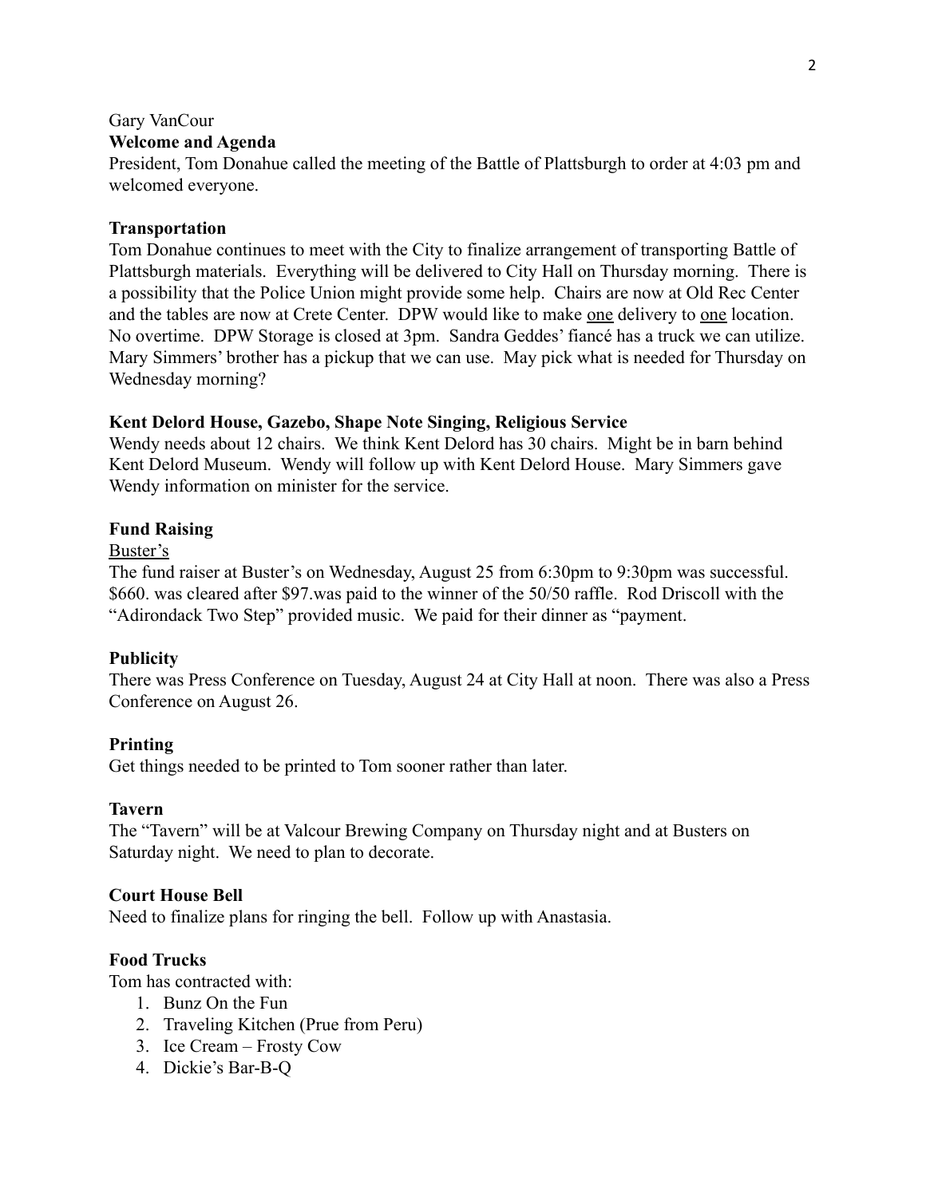Gary VanCour

**Welcome and Agenda**

President, Tom Donahue called the meeting of the Battle of Plattsburgh to order at 4:03 pm and welcomed everyone.

**Transportation**

Tom Donahue continues to meet with the City to finalize arrangement of transporting Battle of Plattsburgh materials. Everything will be delivered to City Hall on Thursday morning. There is a possibility that the Police Union might provide some help. Chairs are now at Old Rec Center and the tables are now at Crete Center. DPW would like to make <u>one</u> delivery to <u>one</u> location. No overtime. DPW Storage is closed at 3pm. Sandra Geddes' fiancé has a truck we can utilize. Mary Simmers' brother has a pickup that we can use. May pick what is needed for Thursday on Wednesday morning?

**Kent Delord House, Gazebo, Shape Note Singing, Religious Service**

Wendy needs about 12 chairs. We think Kent Delord has 30 chairs. Might be in barn behind Kent Delord Museum. Wendy will follow up with Kent Delord House. Mary Simmers gave Wendy information on minister for the service.

**Fund Raising**

<u>Buster's</u>

The fund raiser at Buster's on Wednesday, August 25 from 6:30pm to 9:30pm was successful. $660. was cleared after $97.was paid to the winner of the 50/50 raffle. Rod Driscoll with the "Adirondack Two Step" provided music. We paid for their dinner as "payment.

**Publicity**

There was Press Conference on Tuesday, August 24 at City Hall at noon. There was also a Press Conference on August 26.

**Printing**

Get things needed to be printed to Tom sooner rather than later.

**Tavern**

The "Tavern" will be at Valcour Brewing Company on Thursday night and at Busters on Saturday night. We need to plan to decorate.

**Court House Bell**

Need to finalize plans for ringing the bell. Follow up with Anastasia.

**Food Trucks**

Tom has contracted with:

1. Bunz On the Fun
2. Traveling Kitchen (Prue from Peru)
3. Ice Cream – Frosty Cow
4. Dickie's Bar-B-Q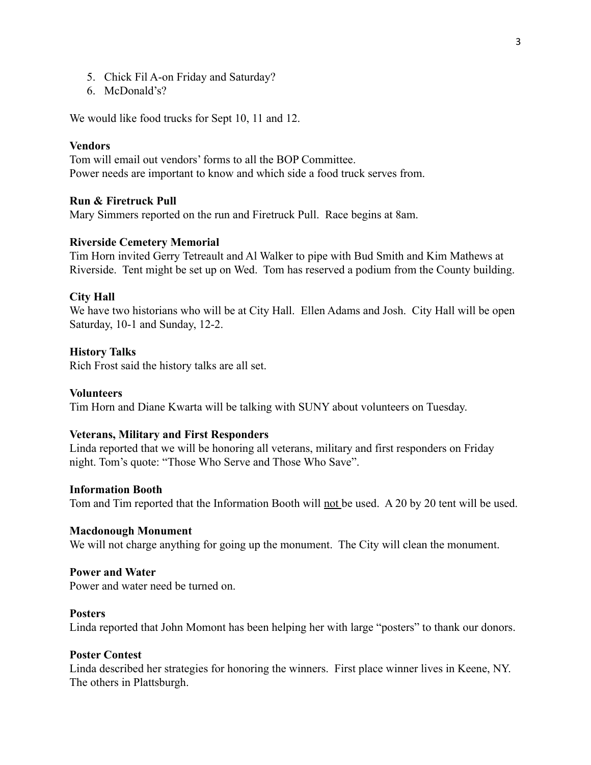5. Chick Fil A-on Friday and Saturday?
6. McDonald's?

We would like food trucks for Sept 10, 11 and 12.

**Vendors**

Tom will email out vendors' forms to all the BOP Committee.
Power needs are important to know and which side a food truck serves from.

**Run & Firetruck Pull**

Mary Simmers reported on the run and Firetruck Pull. Race begins at 8am.

**Riverside Cemetery Memorial**

Tim Horn invited Gerry Tetreault and Al Walker to pipe with Bud Smith and Kim Mathews at Riverside. Tent might be set up on Wed. Tom has reserved a podium from the County building.

**City Hall**

We have two historians who will be at City Hall. Ellen Adams and Josh. City Hall will be open Saturday, 10-1 and Sunday, 12-2.

**History Talks**

Rich Frost said the history talks are all set.

**Volunteers**

Tim Horn and Diane Kwarta will be talking with SUNY about volunteers on Tuesday.

**Veterans, Military and First Responders**

Linda reported that we will be honoring all veterans, military and first responders on Friday night. Tom's quote: "Those Who Serve and Those Who Save".

**Information Booth**

Tom and Tim reported that the Information Booth will <u>not</u> be used. A 20 by 20 tent will be used.

**Macdonough Monument**

We will not charge anything for going up the monument. The City will clean the monument.

**Power and Water**

Power and water need be turned on.

**Posters**

Linda reported that John Momont has been helping her with large "posters" to thank our donors.

**Poster Contest**

Linda described her strategies for honoring the winners. First place winner lives in Keene, NY. The others in Plattsburgh.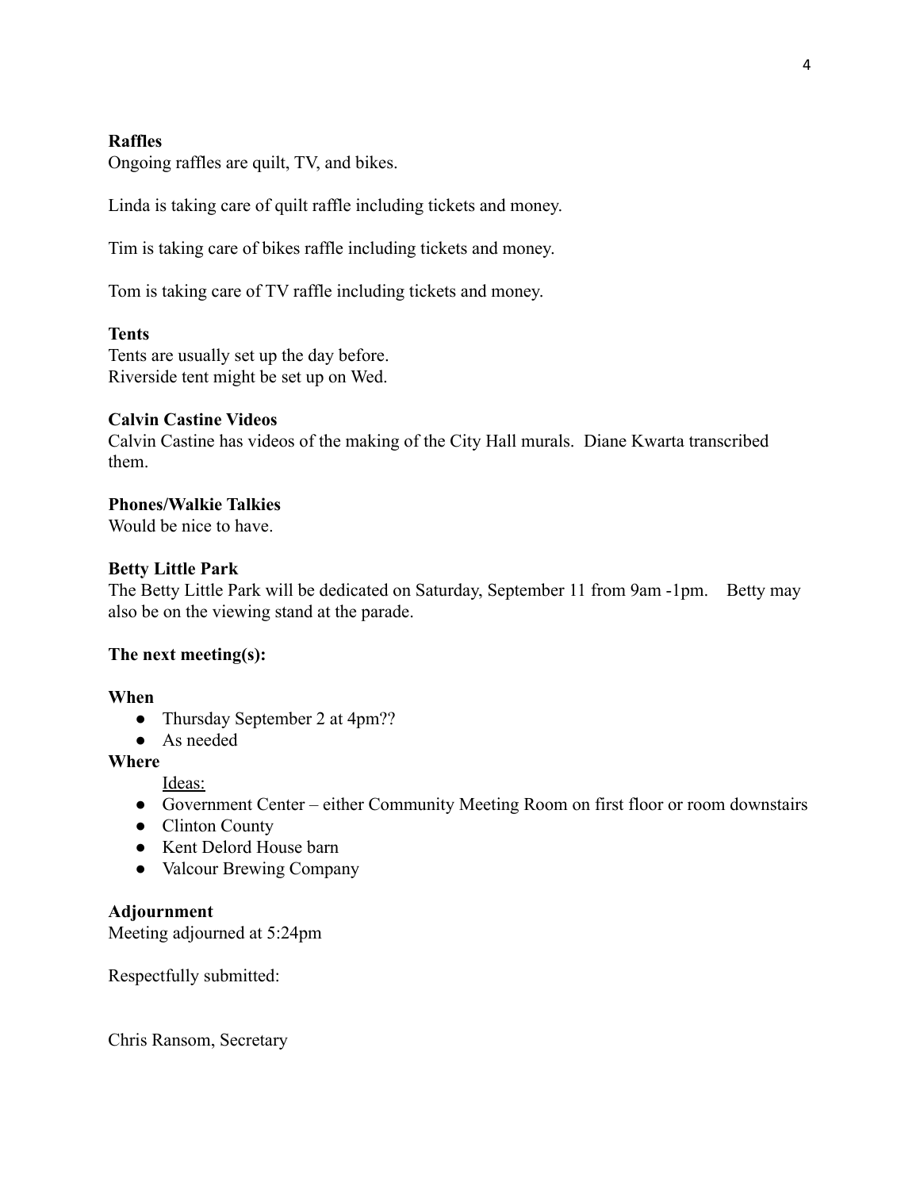**Raffles**
Ongoing raffles are quilt, TV, and bikes.

Linda is taking care of quilt raffle including tickets and money.

Tim is taking care of bikes raffle including tickets and money.

Tom is taking care of TV raffle including tickets and money.

**Tents**
Tents are usually set up the day before.
Riverside tent might be set up on Wed.

**Calvin Castine Videos**
Calvin Castine has videos of the making of the City Hall murals. Diane Kwarta transcribed them.

**Phones/Walkie Talkies**
Would be nice to have.

**Betty Little Park**
The Betty Little Park will be dedicated on Saturday, September 11 from 9am -1pm. Betty may also be on the viewing stand at the parade.

**The next meeting(s):**

**When**

- Thursday September 2 at 4pm??
- As needed

**Where**

Ideas:

- Government Center – either Community Meeting Room on first floor or room downstairs
- Clinton County
- Kent Delord House barn
- Valcour Brewing Company

**Adjournment**
Meeting adjourned at 5:24pm

Respectfully submitted:

Chris Ransom, Secretary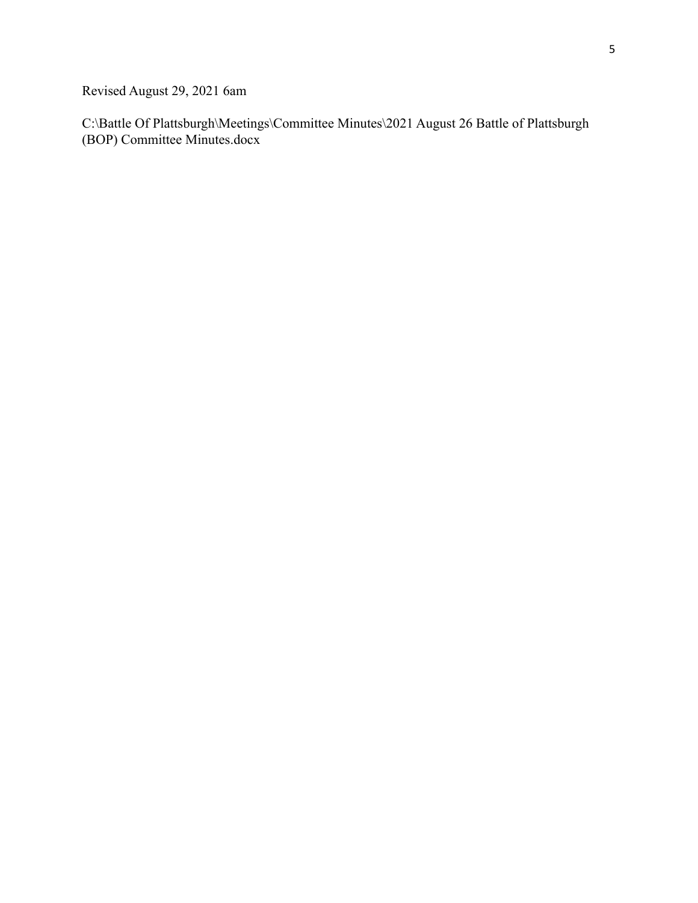Revised August 29, 2021 6am

C:\Battle Of Plattsburgh\Meetings\Committee Minutes\2021 August 26 Battle of Plattsburgh (BOP) Committee Minutes.docx